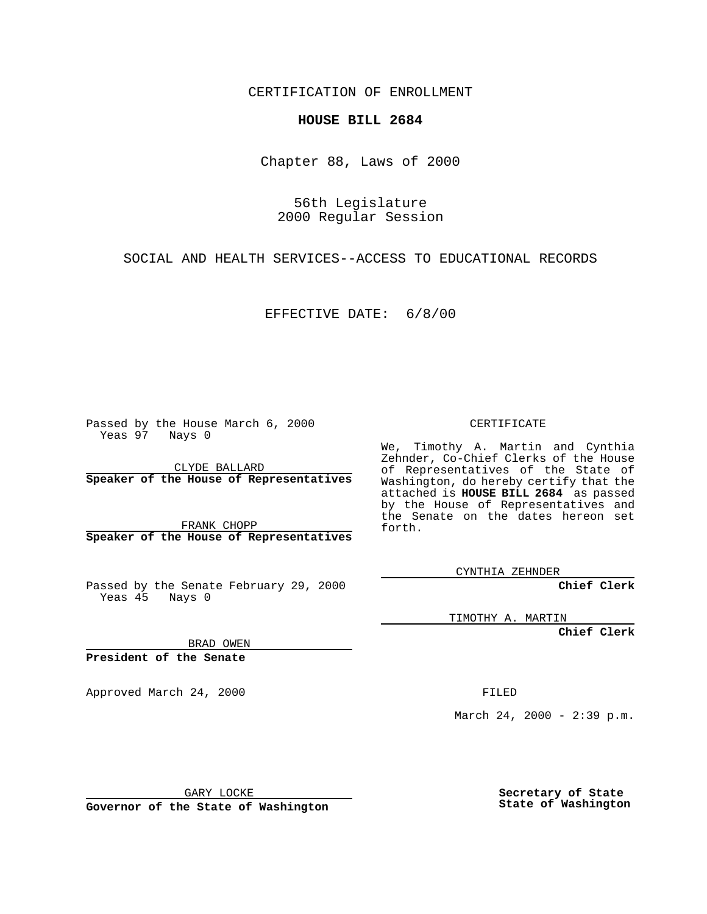CERTIFICATION OF ENROLLMENT

**HOUSE BILL 2684**

Chapter 88, Laws of 2000

56th Legislature
2000 Regular Session

SOCIAL AND HEALTH SERVICES--ACCESS TO EDUCATIONAL RECORDS

EFFECTIVE DATE: 6/8/00

Passed by the House March 6, 2000
Yeas 97 Nays 0

CLYDE BALLARD
**Speaker of the House of Representatives**

FRANK CHOPP
**Speaker of the House of Representatives**

Passed by the Senate February 29, 2000
Yeas 45 Nays 0

BRAD OWEN
**President of the Senate**

Approved March 24, 2000

GARY LOCKE
**Governor of the State of Washington**

CERTIFICATE

We, Timothy A. Martin and Cynthia Zehnder, Co-Chief Clerks of the House of Representatives of the State of Washington, do hereby certify that the attached is **HOUSE BILL 2684** as passed by the House of Representatives and the Senate on the dates hereon set forth.

CYNTHIA ZEHNDER
**Chief Clerk**

TIMOTHY A. MARTIN
**Chief Clerk**

FILED

March 24, 2000 - 2:39 p.m.

**Secretary of State**
**State of Washington**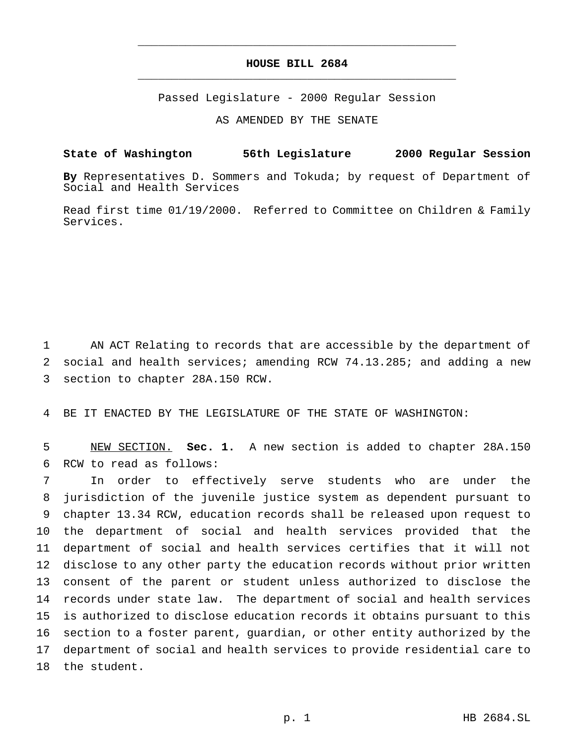# HOUSE BILL 2684

Passed Legislature - 2000 Regular Session

AS AMENDED BY THE SENATE

**State of Washington 56th Legislature 2000 Regular Session**

**By** Representatives D. Sommers and Tokuda; by request of Department of Social and Health Services

Read first time 01/19/2000. Referred to Committee on Children & Family Services.

AN ACT Relating to records that are accessible by the department of social and health services; amending RCW 74.13.285; and adding a new section to chapter 28A.150 RCW.

BE IT ENACTED BY THE LEGISLATURE OF THE STATE OF WASHINGTON:

NEW SECTION. **Sec. 1.** A new section is added to chapter 28A.150 RCW to read as follows:

In order to effectively serve students who are under the jurisdiction of the juvenile justice system as dependent pursuant to chapter 13.34 RCW, education records shall be released upon request to the department of social and health services provided that the department of social and health services certifies that it will not disclose to any other party the education records without prior written consent of the parent or student unless authorized to disclose the records under state law. The department of social and health services is authorized to disclose education records it obtains pursuant to this section to a foster parent, guardian, or other entity authorized by the department of social and health services to provide residential care to the student.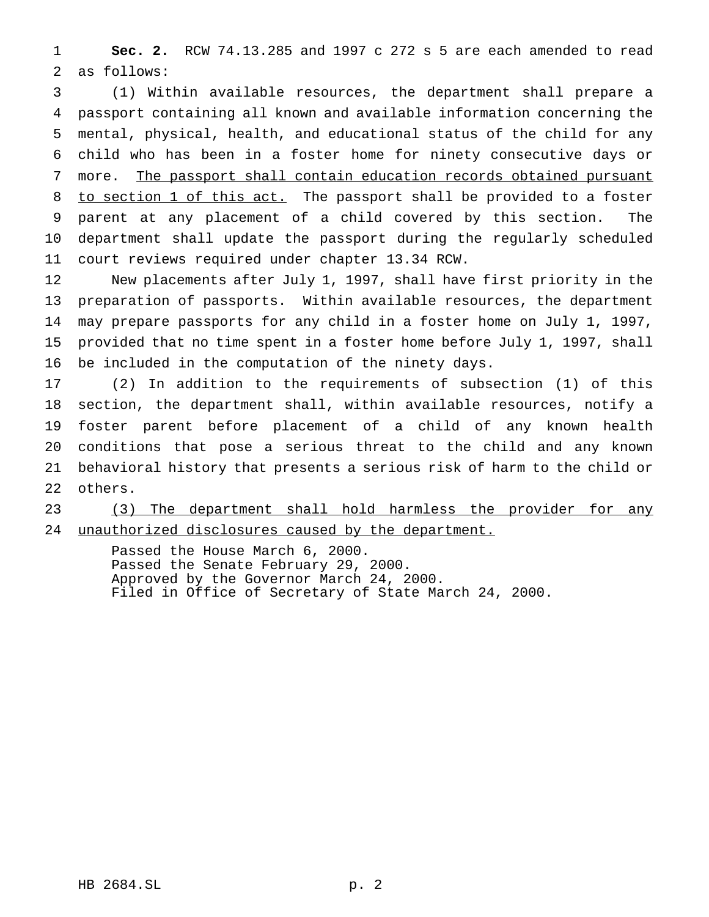**Sec. 2.** RCW 74.13.285 and 1997 c 272 s 5 are each amended to read as follows:

(1) Within available resources, the department shall prepare a passport containing all known and available information concerning the mental, physical, health, and educational status of the child for any child who has been in a foster home for ninety consecutive days or more. <u>The passport shall contain education records obtained pursuant to section 1 of this act.</u> The passport shall be provided to a foster parent at any placement of a child covered by this section. The department shall update the passport during the regularly scheduled court reviews required under chapter 13.34 RCW.

New placements after July 1, 1997, shall have first priority in the preparation of passports. Within available resources, the department may prepare passports for any child in a foster home on July 1, 1997, provided that no time spent in a foster home before July 1, 1997, shall be included in the computation of the ninety days.

(2) In addition to the requirements of subsection (1) of this section, the department shall, within available resources, notify a foster parent before placement of a child of any known health conditions that pose a serious threat to the child and any known behavioral history that presents a serious risk of harm to the child or others.

<u>(3) The department shall hold harmless the provider for any unauthorized disclosures caused by the department.</u>

Passed the House March 6, 2000.
Passed the Senate February 29, 2000.
Approved by the Governor March 24, 2000.
Filed in Office of Secretary of State March 24, 2000.